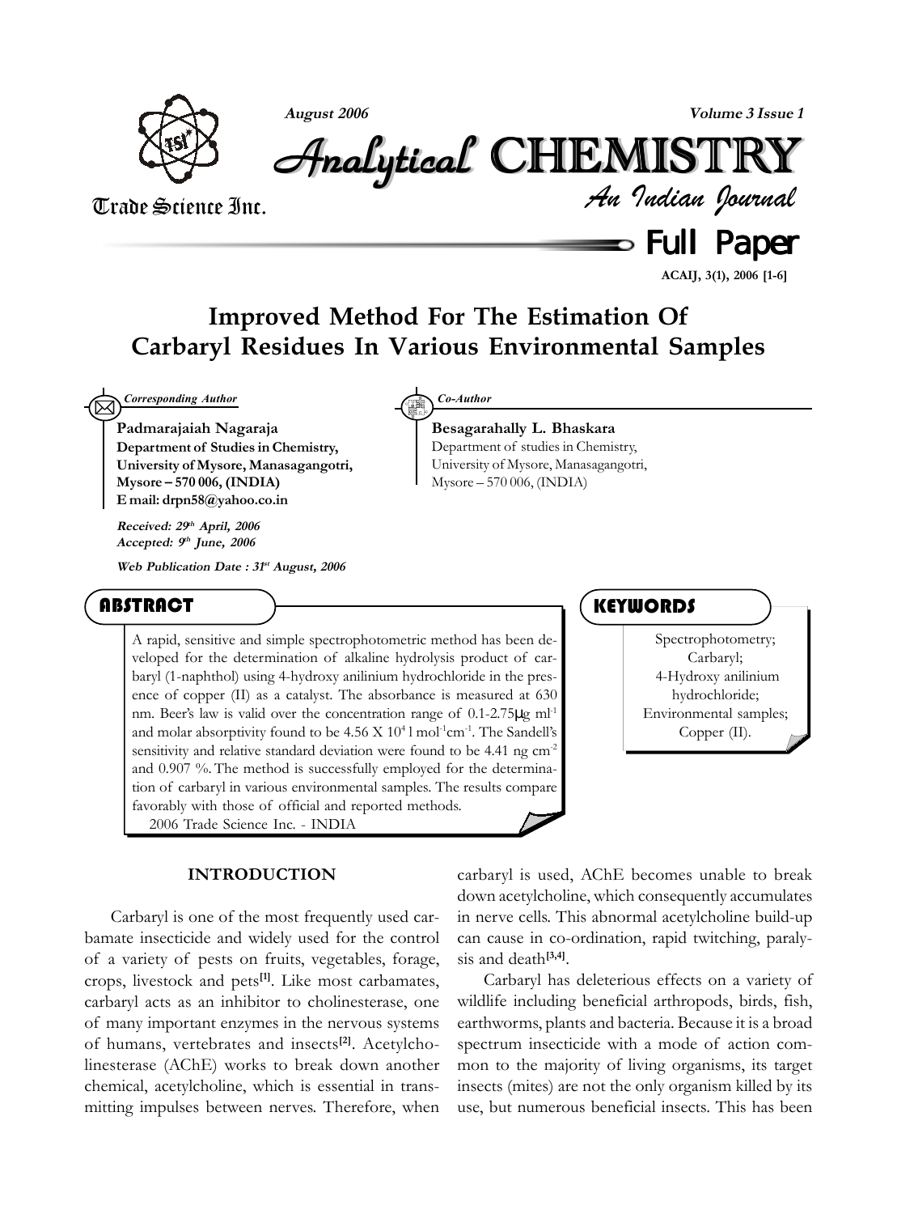# Improved Method For The Estimation Of Carbaryl Residues In Various Environmental Samples

*Corresponding Author*

**Padmarajaiah Nagaraja**
**Department of Studies in Chemistry, University of Mysore, Manasagangotri, Mysore – 570 006, (INDIA)**
**E mail: drpn58@yahoo.co.in**

*Co-Author*

**Besagarahally L. Bhaskara**
Department of studies in Chemistry, University of Mysore, Manasagangotri, Mysore – 570 006, (INDIA)

***Received: 29th April, 2006***
***Accepted: 9th June, 2006***

***Web Publication Date : 31st August, 2006***

## ABSTRACT

A rapid, sensitive and simple spectrophotometric method has been developed for the determination of alkaline hydrolysis product of carbaryl (1-naphthol) using 4-hydroxy anilinium hydrochloride in the presence of copper (II) as a catalyst. The absorbance is measured at 630 nm. Beer's law is valid over the concentration range of 0.1-2.75μg ml$^{-1}$ and molar absorptivity found to be 4.56 X 10$^{4}$ l mol$^{-1}$cm$^{-1}$. The Sandell's sensitivity and relative standard deviation were found to be 4.41 ng cm$^{-2}$ and 0.907 %. The method is successfully employed for the determination of carbaryl in various environmental samples. The results compare favorably with those of official and reported methods.
2006 Trade Science Inc. - INDIA

## KEYWORDS

Spectrophotometry;
Carbaryl;
4-Hydroxy anilinium hydrochloride;
Environmental samples;
Copper (II).

## INTRODUCTION

Carbaryl is one of the most frequently used carbamate insecticide and widely used for the control of a variety of pests on fruits, vegetables, forage, crops, livestock and pets[1]. Like most carbamates, carbaryl acts as an inhibitor to cholinesterase, one of many important enzymes in the nervous systems of humans, vertebrates and insects[2]. Acetylcholinesterase (AChE) works to break down another chemical, acetylcholine, which is essential in transmitting impulses between nerves. Therefore, when carbaryl is used, AChE becomes unable to break down acetylcholine, which consequently accumulates in nerve cells. This abnormal acetylcholine build-up can cause in co-ordination, rapid twitching, paralysis and death[3,4].

Carbaryl has deleterious effects on a variety of wildlife including beneficial arthropods, birds, fish, earthworms, plants and bacteria. Because it is a broad spectrum insecticide with a mode of action common to the majority of living organisms, its target insects (mites) are not the only organism killed by its use, but numerous beneficial insects. This has been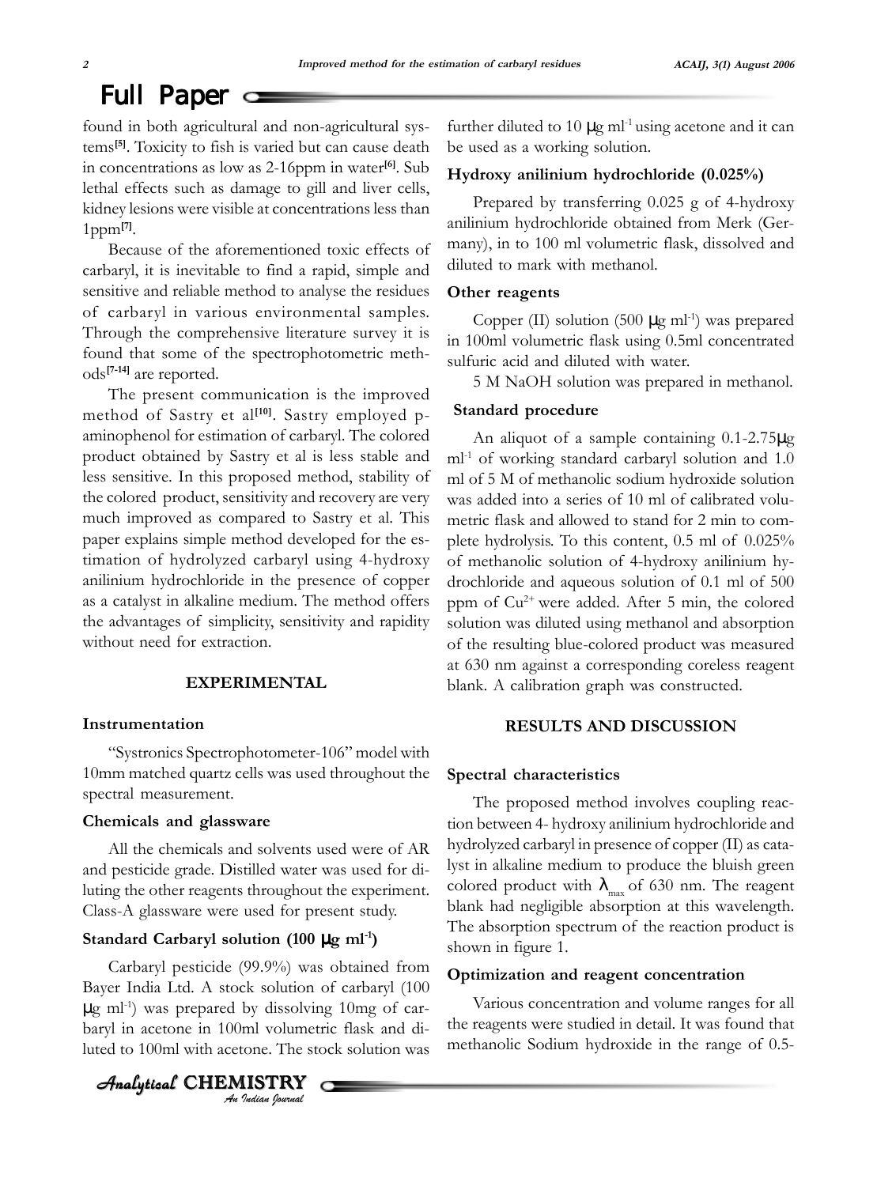found in both agricultural and non-agricultural systems[5]. Toxicity to fish is varied but can cause death in concentrations as low as 2-16ppm in water[6]. Sub lethal effects such as damage to gill and liver cells, kidney lesions were visible at concentrations less than 1ppm[7].

Because of the aforementioned toxic effects of carbaryl, it is inevitable to find a rapid, simple and sensitive and reliable method to analyse the residues of carbaryl in various environmental samples. Through the comprehensive literature survey it is found that some of the spectrophotometric methods[7-14] are reported.

The present communication is the improved method of Sastry et al[10]. Sastry employed p-aminophenol for estimation of carbaryl. The colored product obtained by Sastry et al is less stable and less sensitive. In this proposed method, stability of the colored product, sensitivity and recovery are very much improved as compared to Sastry et al. This paper explains simple method developed for the estimation of hydrolyzed carbaryl using 4-hydroxy anilinium hydrochloride in the presence of copper as a catalyst in alkaline medium. The method offers the advantages of simplicity, sensitivity and rapidity without need for extraction.

## EXPERIMENTAL

### Instrumentation

"Systronics Spectrophotometer-106" model with 10mm matched quartz cells was used throughout the spectral measurement.

### Chemicals and glassware

All the chemicals and solvents used were of AR and pesticide grade. Distilled water was used for diluting the other reagents throughout the experiment. Class-A glassware were used for present study.

### Standard Carbaryl solution (100 $\mu$g ml$^{-1}$)

Carbaryl pesticide (99.9%) was obtained from Bayer India Ltd. A stock solution of carbaryl (100 $\mu$g ml$^{-1}$) was prepared by dissolving 10mg of carbaryl in acetone in 100ml volumetric flask and diluted to 100ml with acetone. The stock solution was further diluted to 10 $\mu$g ml$^{-1}$ using acetone and it can be used as a working solution.

### Hydroxy anilinium hydrochloride (0.025%)

Prepared by transferring 0.025 g of 4-hydroxy anilinium hydrochloride obtained from Merk (Germany), in to 100 ml volumetric flask, dissolved and diluted to mark with methanol.

### Other reagents

Copper (II) solution (500 $\mu$g ml$^{-1}$) was prepared in 100ml volumetric flask using 0.5ml concentrated sulfuric acid and diluted with water.

5 M NaOH solution was prepared in methanol.

### Standard procedure

An aliquot of a sample containing 0.1-2.75$\mu$g ml$^{-1}$ of working standard carbaryl solution and 1.0 ml of 5 M of methanolic sodium hydroxide solution was added into a series of 10 ml of calibrated volumetric flask and allowed to stand for 2 min to complete hydrolysis. To this content, 0.5 ml of 0.025% of methanolic solution of 4-hydroxy anilinium hydrochloride and aqueous solution of 0.1 ml of 500 ppm of $Cu^{2+}$ were added. After 5 min, the colored solution was diluted using methanol and absorption of the resulting blue-colored product was measured at 630 nm against a corresponding coreless reagent blank. A calibration graph was constructed.

## RESULTS AND DISCUSSION

### Spectral characteristics

The proposed method involves coupling reaction between 4- hydroxy anilinium hydrochloride and hydrolyzed carbaryl in presence of copper (II) as catalyst in alkaline medium to produce the bluish green colored product with $\lambda_{max}$ of 630 nm. The reagent blank had negligible absorption at this wavelength. The absorption spectrum of the reaction product is shown in figure 1.

### Optimization and reagent concentration

Various concentration and volume ranges for all the reagents were studied in detail. It was found that methanolic Sodium hydroxide in the range of 0.5-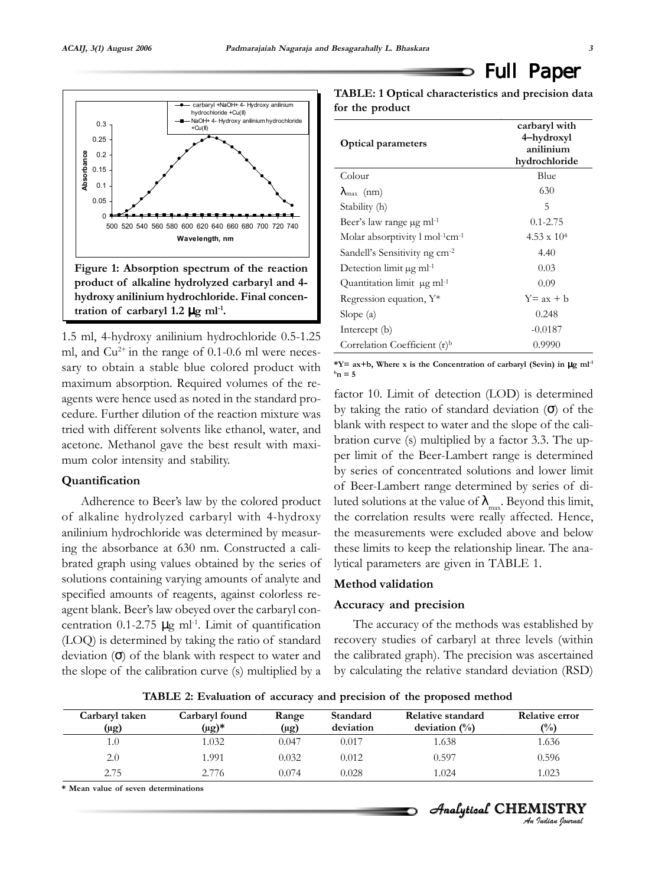Figure 1: Absorption spectrum of the reaction product of alkaline hydrolyzed carbaryl and 4-hydroxy anilinium hydrochloride. Final concentration of carbaryl 1.2 μg ml$^{-1}$.

1.5 ml, 4-hydroxy anilinium hydrochloride 0.5-1.25 ml, and $Cu^{2+}$ in the range of 0.1-0.6 ml were necessary to obtain a stable blue colored product with maximum absorption. Required volumes of the reagents were hence used as noted in the standard procedure. Further dilution of the reaction mixture was tried with different solvents like ethanol, water, and acetone. Methanol gave the best result with maximum color intensity and stability.

### Quantification

Adherence to Beer's law by the colored product of alkaline hydrolyzed carbaryl with 4-hydroxy anilinium hydrochloride was determined by measuring the absorbance at 630 nm. Constructed a calibrated graph using values obtained by the series of solutions containing varying amounts of analyte and specified amounts of reagents, against colorless reagent blank. Beer's law obeyed over the carbaryl concentration 0.1-2.75 μg ml$^{-1}$. Limit of quantification (LOQ) is determined by taking the ratio of standard deviation (σ) of the blank with respect to water and the slope of the calibration curve (s) multiplied by a factor 10. Limit of detection (LOD) is determined by taking the ratio of standard deviation (σ) of the blank with respect to water and the slope of the calibration curve (s) multiplied by a factor 3.3. The upper limit of the Beer-Lambert range is determined by series of concentrated solutions and lower limit of Beer-Lambert range determined by series of diluted solutions at the value of $\lambda_{max}$. Beyond this limit, the correlation results were really affected. Hence, the measurements were excluded above and below these limits to keep the relationship linear. The analytical parameters are given in TABLE 1.

**TABLE: 1 Optical characteristics and precision data for the product**

| Optical parameters | carbaryl with 4–hydroxyl anilinium hydrochloride |
|---|---|
| Colour | Blue |
| $\lambda_{max}$ (nm) | 630 |
| Stability (h) | 5 |
| Beer's law range μg ml$^{-1}$ | 0.1-2.75 |
| Molar absorptivity l mol$^{-1}$cm$^{-1}$ | $4.53 \times 10^4$ |
| Sandell's Sensitivity ng cm$^{-2}$ | 4.40 |
| Detection limit μg ml$^{-1}$ | 0.03 |
| Quantitation limit μg ml$^{-1}$ | 0.09 |
| Regression equation, Y* | Y= ax + b |
| Slope (a) | 0.248 |
| Intercept (b) | -0.0187 |
| Correlation Coefficient (r)[b] | 0.9990 |

*Y= ax+b, Where x is the Concentration of carbaryl (Sevin) in μg ml$^{-1}$
[b]n = 5

### Method validation

### Accuracy and precision

The accuracy of the methods was established by recovery studies of carbaryl at three levels (within the calibrated graph). The precision was ascertained by calculating the relative standard deviation (RSD)

**TABLE 2: Evaluation of accuracy and precision of the proposed method**

| Carbaryl taken (μg) | Carbaryl found (μg)* | Range (μg) | Standard deviation | Relative standard deviation (%) | Relative error (%) |
|---|---|---|---|---|---|
| 1.0 | 1.032 | 0.047 | 0.017 | 1.638 | 1.636 |
| 2.0 | 1.991 | 0.032 | 0.012 | 0.597 | 0.596 |
| 2.75 | 2.776 | 0.074 | 0.028 | 1.024 | 1.023 |

\* Mean value of seven determinations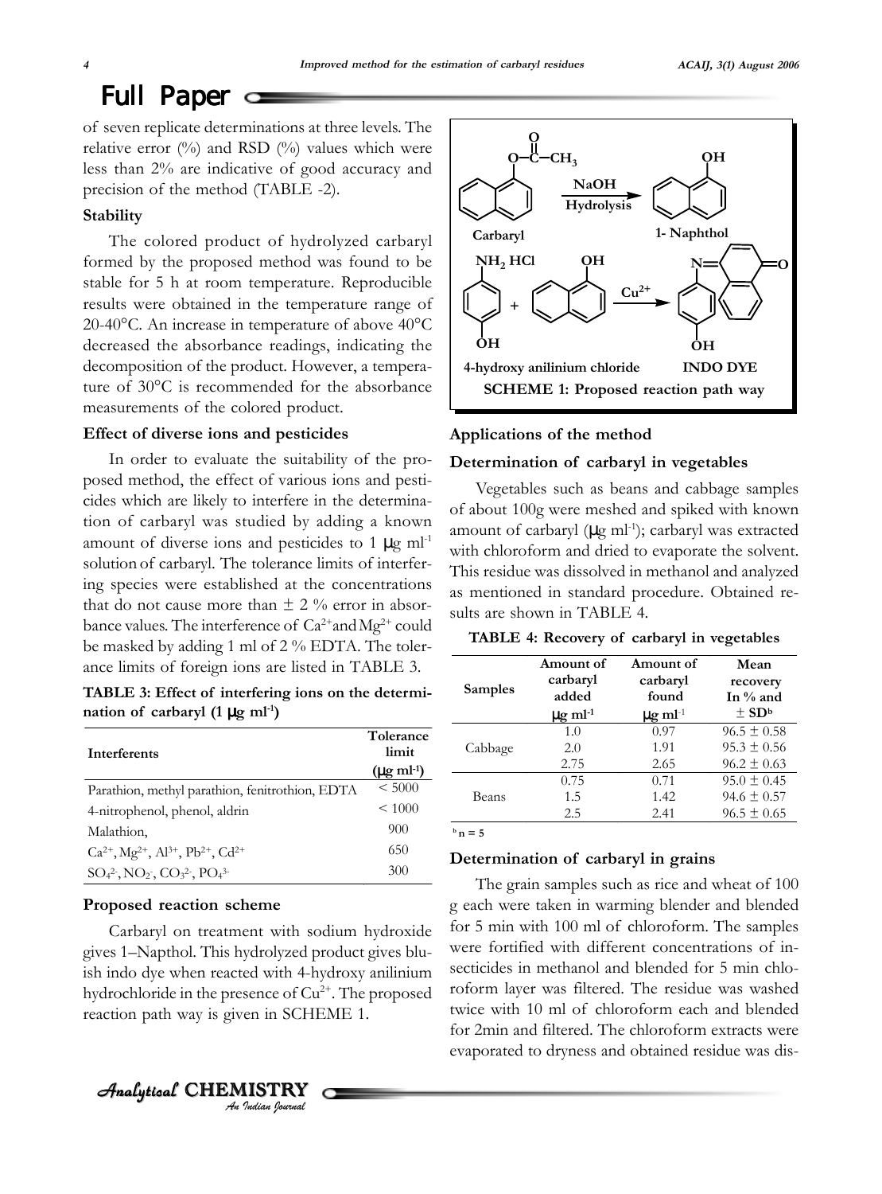of seven replicate determinations at three levels. The relative error (%) and RSD (%) values which were less than 2% are indicative of good accuracy and precision of the method (TABLE -2).

### Stability

The colored product of hydrolyzed carbaryl formed by the proposed method was found to be stable for 5 h at room temperature. Reproducible results were obtained in the temperature range of 20-40°C. An increase in temperature of above 40°C decreased the absorbance readings, indicating the decomposition of the product. However, a temperature of 30°C is recommended for the absorbance measurements of the colored product.

### Effect of diverse ions and pesticides

In order to evaluate the suitability of the proposed method, the effect of various ions and pesticides which are likely to interfere in the determination of carbaryl was studied by adding a known amount of diverse ions and pesticides to 1 μg $ml^{-1}$ solution of carbaryl. The tolerance limits of interfering species were established at the concentrations that do not cause more than ± 2 % error in absorbance values. The interference of $Ca^{2+}$ and $Mg^{2+}$ could be masked by adding 1 ml of 2 % EDTA. The tolerance limits of foreign ions are listed in TABLE 3.

**TABLE 3: Effect of interfering ions on the determination of carbaryl (1 μg $ml^{-1}$)**

| Interferents | Tolerance limit (μg $ml^{-1}$) |
|---|---|
| Parathion, methyl parathion, fenitrothion, EDTA | < 5000 |
| 4-nitrophenol, phenol, aldrin | < 1000 |
| Malathion, | 900 |
| $Ca^{2+}$, $Mg^{2+}$, $Al^{3+}$, $Pb^{2+}$, $Cd^{2+}$ | 650 |
| $SO_4^{2-}$, $NO_2^{-}$, $CO_3^{2-}$, $PO_4^{3-}$ | 300 |

### Proposed reaction scheme

Carbaryl on treatment with sodium hydroxide gives 1–Napthol. This hydrolyzed product gives bluish indo dye when reacted with 4-hydroxy anilinium hydrochloride in the presence of $Cu^{2+}$. The proposed reaction path way is given in SCHEME 1.

Carbaryl → (NaOH, Hydrolysis) → 1- Naphthol

4-hydroxy anilinium chloride + 1-Naphthol → ($Cu^{2+}$) → INDO DYE

**SCHEME 1: Proposed reaction path way**

### Applications of the method

### Determination of carbaryl in vegetables

Vegetables such as beans and cabbage samples of about 100g were meshed and spiked with known amount of carbaryl (μg $ml^{-1}$); carbaryl was extracted with chloroform and dried to evaporate the solvent. This residue was dissolved in methanol and analyzed as mentioned in standard procedure. Obtained results are shown in TABLE 4.

**TABLE 4: Recovery of carbaryl in vegetables**

| Samples | Amount of carbaryl added μg $ml^{-1}$ | Amount of carbaryl found μg $ml^{-1}$ | Mean recovery In % and ± SD[b] |
|---|---|---|---|
| Cabbage | 1.0 | 0.97 | 96.5 ± 0.58 |
| | 2.0 | 1.91 | 95.3 ± 0.56 |
| | 2.75 | 2.65 | 96.2 ± 0.63 |
| Beans | 0.75 | 0.71 | 95.0 ± 0.45 |
| | 1.5 | 1.42 | 94.6 ± 0.57 |
| | 2.5 | 2.41 | 96.5 ± 0.65 |

[b] n = 5

### Determination of carbaryl in grains

The grain samples such as rice and wheat of 100 g each were taken in warming blender and blended for 5 min with 100 ml of chloroform. The samples were fortified with different concentrations of insecticides in methanol and blended for 5 min chloroform layer was filtered. The residue was washed twice with 10 ml of chloroform each and blended for 2min and filtered. The chloroform extracts were evaporated to dryness and obtained residue was dis-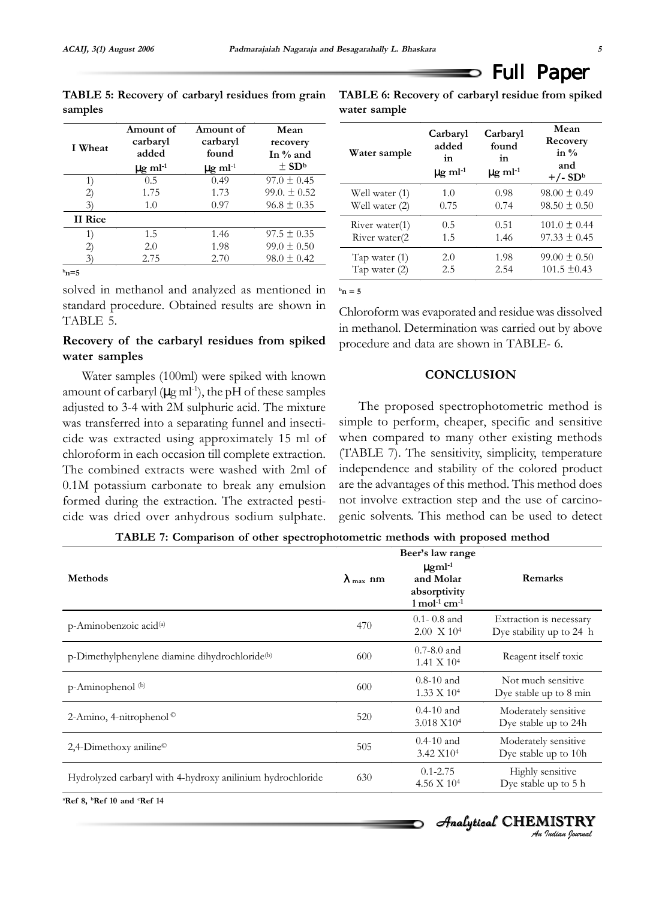**TABLE 5: Recovery of carbaryl residues from grain samples**

| I Wheat | Amount of carbaryl added μg ml$^{-1}$ | Amount of carbaryl found μg ml$^{-1}$ | Mean recovery In % and ± SD[b] |
|---|---|---|---|
| 1) | 0.5 | 0.49 | 97.0 ± 0.45 |
| 2) | 1.75 | 1.73 | 99.0. ± 0.52 |
| 3) | 1.0 | 0.97 | 96.8 ± 0.35 |
| **II Rice** | | | |
| 1) | 1.5 | 1.46 | 97.5 ± 0.35 |
| 2) | 2.0 | 1.98 | 99.0 ± 0.50 |
| 3) | 2.75 | 2.70 | 98.0 ± 0.42 |

[b]n=5

solved in methanol and analyzed as mentioned in standard procedure. Obtained results are shown in TABLE 5.

### Recovery of the carbaryl residues from spiked water samples

Water samples (100ml) were spiked with known amount of carbaryl (μg ml$^{-1}$), the pH of these samples adjusted to 3-4 with 2M sulphuric acid. The mixture was transferred into a separating funnel and insecticide was extracted using approximately 15 ml of chloroform in each occasion till complete extraction. The combined extracts were washed with 2ml of 0.1M potassium carbonate to break any emulsion formed during the extraction. The extracted pesticide was dried over anhydrous sodium sulphate. Chloroform was evaporated and residue was dissolved in methanol. Determination was carried out by above procedure and data are shown in TABLE- 6.

**TABLE 6: Recovery of carbaryl residue from spiked water sample**

| Water sample | Carbaryl added in μg ml$^{-1}$ | Carbaryl found in μg ml$^{-1}$ | Mean Recovery in % and +/- SD[b] |
|---|---|---|---|
| Well water (1) | 1.0 | 0.98 | 98.00 ± 0.49 |
| Well water (2) | 0.75 | 0.74 | 98.50 ± 0.50 |
| River water(1) | 0.5 | 0.51 | 101.0 ± 0.44 |
| River water(2 | 1.5 | 1.46 | 97.33 ± 0.45 |
| Tap water (1) | 2.0 | 1.98 | 99.00 ± 0.50 |
| Tap water (2) | 2.5 | 2.54 | 101.5 ±0.43 |

[b]n = 5

## CONCLUSION

The proposed spectrophotometric method is simple to perform, cheaper, specific and sensitive when compared to many other existing methods (TABLE 7). The sensitivity, simplicity, temperature independence and stability of the colored product are the advantages of this method. This method does not involve extraction step and the use of carcinogenic solvents. This method can be used to detect

**TABLE 7: Comparison of other spectrophotometric methods with proposed method**

| Methods | $\lambda_{max}$ nm | Beer's law range μgml$^{-1}$ and Molar absorptivity l mol$^{-1}$ cm$^{-1}$ | Remarks |
|---|---|---|---|
| p-Aminobenzoic acid[a] | 470 | 0.1- 0.8 and 2.00 X $10^4$ | Extraction is necessary Dye stability up to 24 h |
| p-Dimethylphenylene diamine dihydrochloride[b] | 600 | 0.7-8.0 and 1.41 X $10^4$ | Reagent itself toxic |
| p-Aminophenol [b] | 600 | 0.8-10 and 1.33 X $10^4$ | Not much sensitive Dye stable up to 8 min |
| 2-Amino, 4-nitrophenol [c] | 520 | 0.4-10 and 3.018 X$10^4$ | Moderately sensitive Dye stable up to 24h |
| 2,4-Dimethoxy aniline[c] | 505 | 0.4-10 and 3.42 X$10^4$ | Moderately sensitive Dye stable up to 10h |
| Hydrolyzed carbaryl with 4-hydroxy anilinium hydrochloride | 630 | 0.1-2.75 4.56 X $10^4$ | Highly sensitive Dye stable up to 5 h |

[a]Ref 8, [b]Ref 10 and [c]Ref 14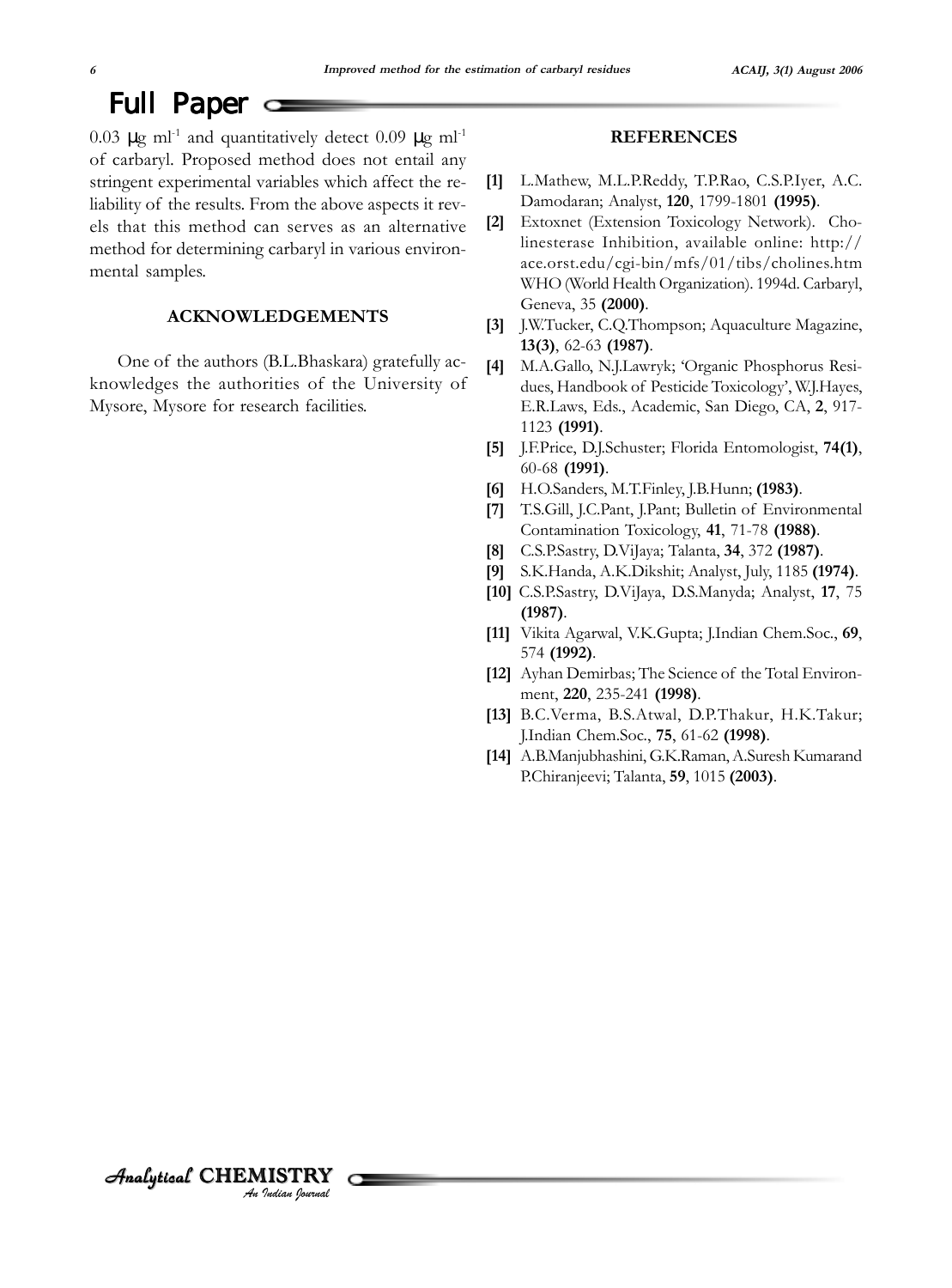0.03 μg $ml^{-1}$ and quantitatively detect 0.09 μg $ml^{-1}$ of carbaryl. Proposed method does not entail any stringent experimental variables which affect the reliability of the results. From the above aspects it revels that this method can serves as an alternative method for determining carbaryl in various environmental samples.

## ACKNOWLEDGEMENTS

One of the authors (B.L.Bhaskara) gratefully acknowledges the authorities of the University of Mysore, Mysore for research facilities.

## REFERENCES

**[1]** L.Mathew, M.L.P.Reddy, T.P.Rao, C.S.P.Iyer, A.C. Damodaran; Analyst, **120**, 1799-1801 **(1995)**.

**[2]** Extoxnet (Extension Toxicology Network). Cholinesterase Inhibition, available online: http://ace.orst.edu/cgi-bin/mfs/01/tibs/cholines.htm WHO (World Health Organization). 1994d. Carbaryl, Geneva, 35 **(2000)**.

**[3]** J.W.Tucker, C.Q.Thompson; Aquaculture Magazine, **13(3)**, 62-63 **(1987)**.

**[4]** M.A.Gallo, N.J.Lawryk; 'Organic Phosphorus Residues, Handbook of Pesticide Toxicology', W.J.Hayes, E.R.Laws, Eds., Academic, San Diego, CA, **2**, 917-1123 **(1991)**.

**[5]** J.F.Price, D.J.Schuster; Florida Entomologist, **74(1)**, 60-68 **(1991)**.

**[6]** H.O.Sanders, M.T.Finley, J.B.Hunn; **(1983)**.

**[7]** T.S.Gill, J.C.Pant, J.Pant; Bulletin of Environmental Contamination Toxicology, **41**, 71-78 **(1988)**.

**[8]** C.S.P.Sastry, D.ViJaya; Talanta, **34**, 372 **(1987)**.

**[9]** S.K.Handa, A.K.Dikshit; Analyst, July, 1185 **(1974)**.

**[10]** C.S.P.Sastry, D.ViJaya, D.S.Manyda; Analyst, **17**, 75 **(1987)**.

**[11]** Vikita Agarwal, V.K.Gupta; J.Indian Chem.Soc., **69**, 574 **(1992)**.

**[12]** Ayhan Demirbas; The Science of the Total Environment, **220**, 235-241 **(1998)**.

**[13]** B.C.Verma, B.S.Atwal, D.P.Thakur, H.K.Takur; J.Indian Chem.Soc., **75**, 61-62 **(1998)**.

**[14]** A.B.Manjubhashini, G.K.Raman, A.Suresh Kumarand P.Chiranjeevi; Talanta, **59**, 1015 **(2003)**.